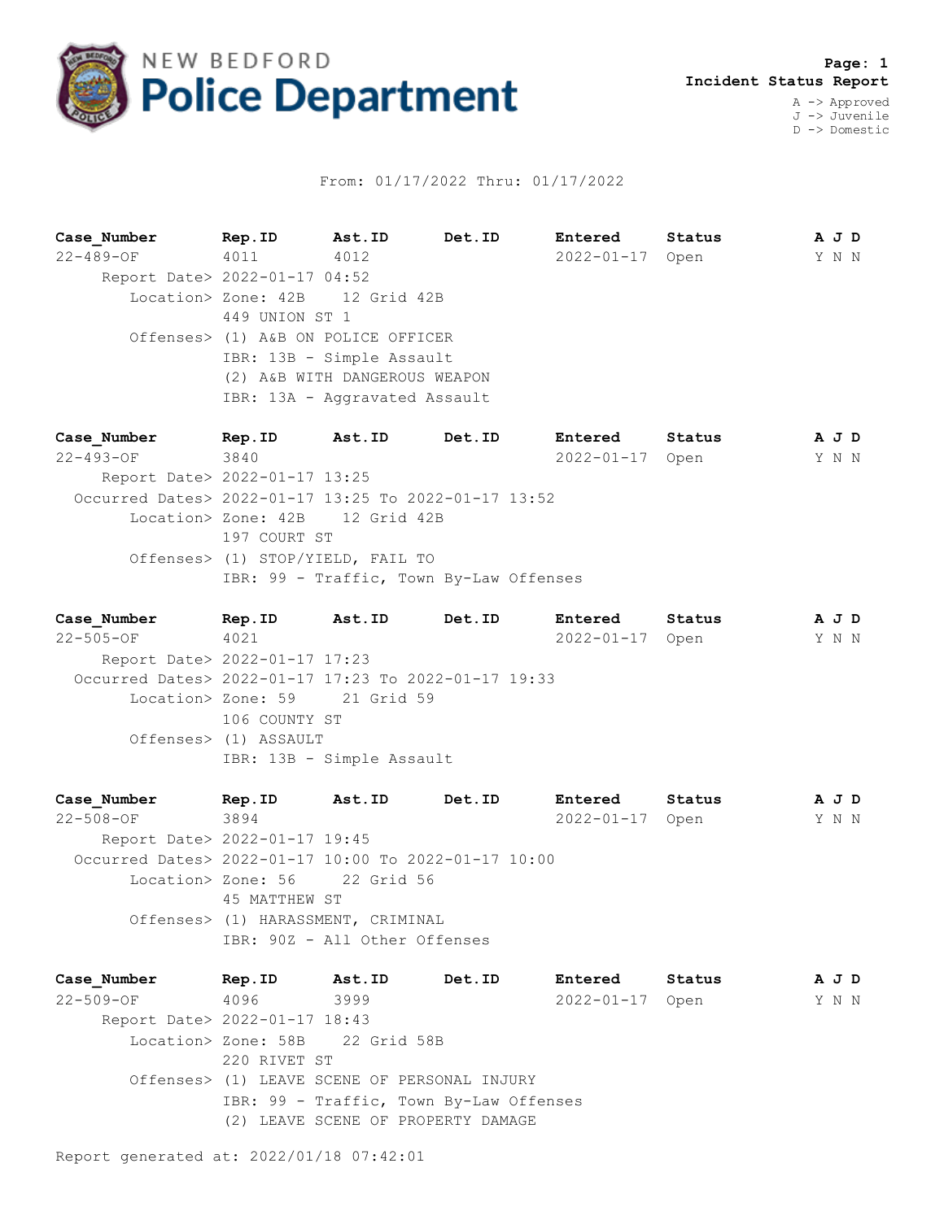# New Bedford Police Department

**Page: 1**
**Incident Status Report**

A -> Approved
J -> Juvenile
D -> Domestic

From: 01/17/2022 Thru: 01/17/2022

| Case_Number | Rep.ID | Ast.ID | Det.ID | Entered | Status | A J D |
|---|---|---|---|---|---|---|
| 22-489-OF | 4011 | 4012 | | 2022-01-17 | Open | Y N N |

Report Date> 2022-01-17 04:52
Location> Zone: 42B 12 Grid 42B
449 UNION ST 1
Offenses> (1) A&B ON POLICE OFFICER
IBR: 13B - Simple Assault
(2) A&B WITH DANGEROUS WEAPON
IBR: 13A - Aggravated Assault

| Case_Number | Rep.ID | Ast.ID | Det.ID | Entered | Status | A J D |
|---|---|---|---|---|---|---|
| 22-493-OF | 3840 | | | 2022-01-17 | Open | Y N N |

Report Date> 2022-01-17 13:25
Occurred Dates> 2022-01-17 13:25 To 2022-01-17 13:52
Location> Zone: 42B 12 Grid 42B
197 COURT ST
Offenses> (1) STOP/YIELD, FAIL TO
IBR: 99 - Traffic, Town By-Law Offenses

| Case_Number | Rep.ID | Ast.ID | Det.ID | Entered | Status | A J D |
|---|---|---|---|---|---|---|
| 22-505-OF | 4021 | | | 2022-01-17 | Open | Y N N |

Report Date> 2022-01-17 17:23
Occurred Dates> 2022-01-17 17:23 To 2022-01-17 19:33
Location> Zone: 59 21 Grid 59
106 COUNTY ST
Offenses> (1) ASSAULT
IBR: 13B - Simple Assault

| Case_Number | Rep.ID | Ast.ID | Det.ID | Entered | Status | A J D |
|---|---|---|---|---|---|---|
| 22-508-OF | 3894 | | | 2022-01-17 | Open | Y N N |

Report Date> 2022-01-17 19:45
Occurred Dates> 2022-01-17 10:00 To 2022-01-17 10:00
Location> Zone: 56 22 Grid 56
45 MATTHEW ST
Offenses> (1) HARASSMENT, CRIMINAL
IBR: 90Z - All Other Offenses

| Case_Number | Rep.ID | Ast.ID | Det.ID | Entered | Status | A J D |
|---|---|---|---|---|---|---|
| 22-509-OF | 4096 | 3999 | | 2022-01-17 | Open | Y N N |

Report Date> 2022-01-17 18:43
Location> Zone: 58B 22 Grid 58B
220 RIVET ST
Offenses> (1) LEAVE SCENE OF PERSONAL INJURY
IBR: 99 - Traffic, Town By-Law Offenses
(2) LEAVE SCENE OF PROPERTY DAMAGE

Report generated at: 2022/01/18 07:42:01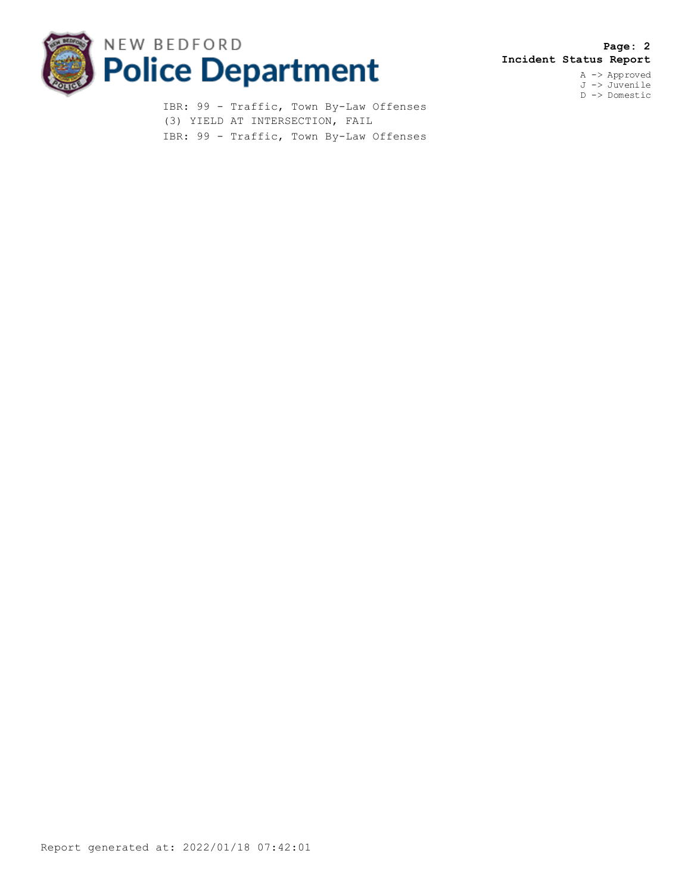IBR: 99 - Traffic, Town By-Law Offenses

(3) YIELD AT INTERSECTION, FAIL

IBR: 99 - Traffic, Town By-Law Offenses